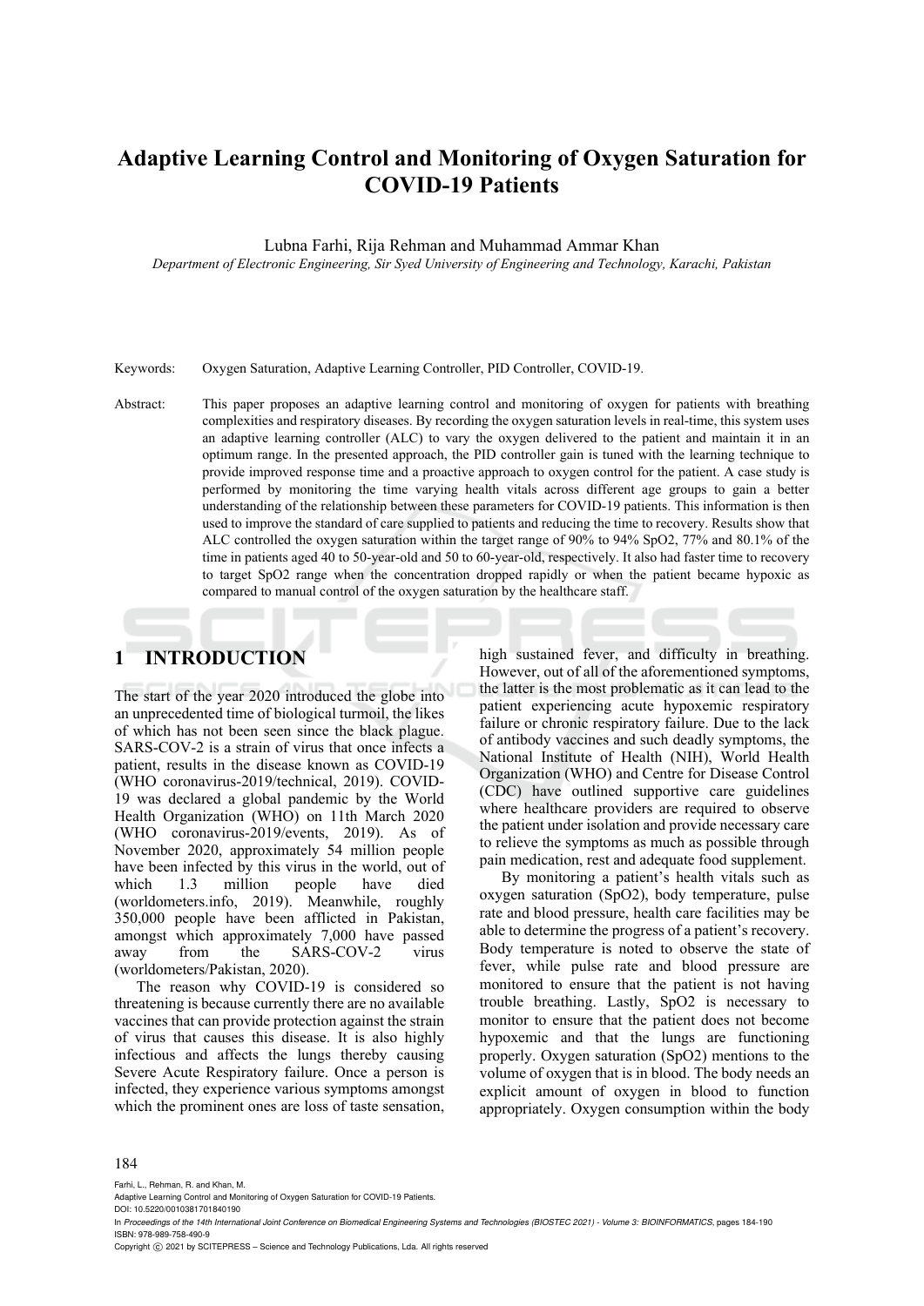# Adaptive Learning Control and Monitoring of Oxygen Saturation for COVID-19 Patients

Lubna Farhi, Rija Rehman and Muhammad Ammar Khan

*Department of Electronic Engineering, Sir Syed University of Engineering and Technology, Karachi, Pakistan*

Keywords: Oxygen Saturation, Adaptive Learning Controller, PID Controller, COVID-19.

Abstract: This paper proposes an adaptive learning control and monitoring of oxygen for patients with breathing complexities and respiratory diseases. By recording the oxygen saturation levels in real-time, this system uses an adaptive learning controller (ALC) to vary the oxygen delivered to the patient and maintain it in an optimum range. In the presented approach, the PID controller gain is tuned with the learning technique to provide improved response time and a proactive approach to oxygen control for the patient. A case study is performed by monitoring the time varying health vitals across different age groups to gain a better understanding of the relationship between these parameters for COVID-19 patients. This information is then used to improve the standard of care supplied to patients and reducing the time to recovery. Results show that ALC controlled the oxygen saturation within the target range of 90% to 94% SpO2, 77% and 80.1% of the time in patients aged 40 to 50-year-old and 50 to 60-year-old, respectively. It also had faster time to recovery to target SpO2 range when the concentration dropped rapidly or when the patient became hypoxic as compared to manual control of the oxygen saturation by the healthcare staff.

## 1 INTRODUCTION

The start of the year 2020 introduced the globe into an unprecedented time of biological turmoil, the likes of which has not been seen since the black plague. SARS-COV-2 is a strain of virus that once infects a patient, results in the disease known as COVID-19 (WHO coronavirus-2019/technical, 2019). COVID-19 was declared a global pandemic by the World Health Organization (WHO) on 11th March 2020 (WHO coronavirus-2019/events, 2019). As of November 2020, approximately 54 million people have been infected by this virus in the world, out of which 1.3 million people have died (worldometers.info, 2019). Meanwhile, roughly 350,000 people have been afflicted in Pakistan, amongst which approximately 7,000 have passed away from the SARS-COV-2 virus (worldometers/Pakistan, 2020).

The reason why COVID-19 is considered so threatening is because currently there are no available vaccines that can provide protection against the strain of virus that causes this disease. It is also highly infectious and affects the lungs thereby causing Severe Acute Respiratory failure. Once a person is infected, they experience various symptoms amongst which the prominent ones are loss of taste sensation, high sustained fever, and difficulty in breathing. However, out of all of the aforementioned symptoms, the latter is the most problematic as it can lead to the patient experiencing acute hypoxemic respiratory failure or chronic respiratory failure. Due to the lack of antibody vaccines and such deadly symptoms, the National Institute of Health (NIH), World Health Organization (WHO) and Centre for Disease Control (CDC) have outlined supportive care guidelines where healthcare providers are required to observe the patient under isolation and provide necessary care to relieve the symptoms as much as possible through pain medication, rest and adequate food supplement.

By monitoring a patient's health vitals such as oxygen saturation (SpO2), body temperature, pulse rate and blood pressure, health care facilities may be able to determine the progress of a patient's recovery. Body temperature is noted to observe the state of fever, while pulse rate and blood pressure are monitored to ensure that the patient is not having trouble breathing. Lastly, SpO2 is necessary to monitor to ensure that the patient does not become hypoxemic and that the lungs are functioning properly. Oxygen saturation (SpO2) mentions to the volume of oxygen that is in blood. The body needs an explicit amount of oxygen in blood to function appropriately. Oxygen consumption within the body

Farhi, L., Rehman, R. and Khan, M.
Adaptive Learning Control and Monitoring of Oxygen Saturation for COVID-19 Patients.
DOI: 10.5220/0010381701840190
In *Proceedings of the 14th International Joint Conference on Biomedical Engineering Systems and Technologies (BIOSTEC 2021) - Volume 3: BIOINFORMATICS*, pages 184-190
ISBN: 978-989-758-490-9
Copyright © 2021 by SCITEPRESS – Science and Technology Publications, Lda. All rights reserved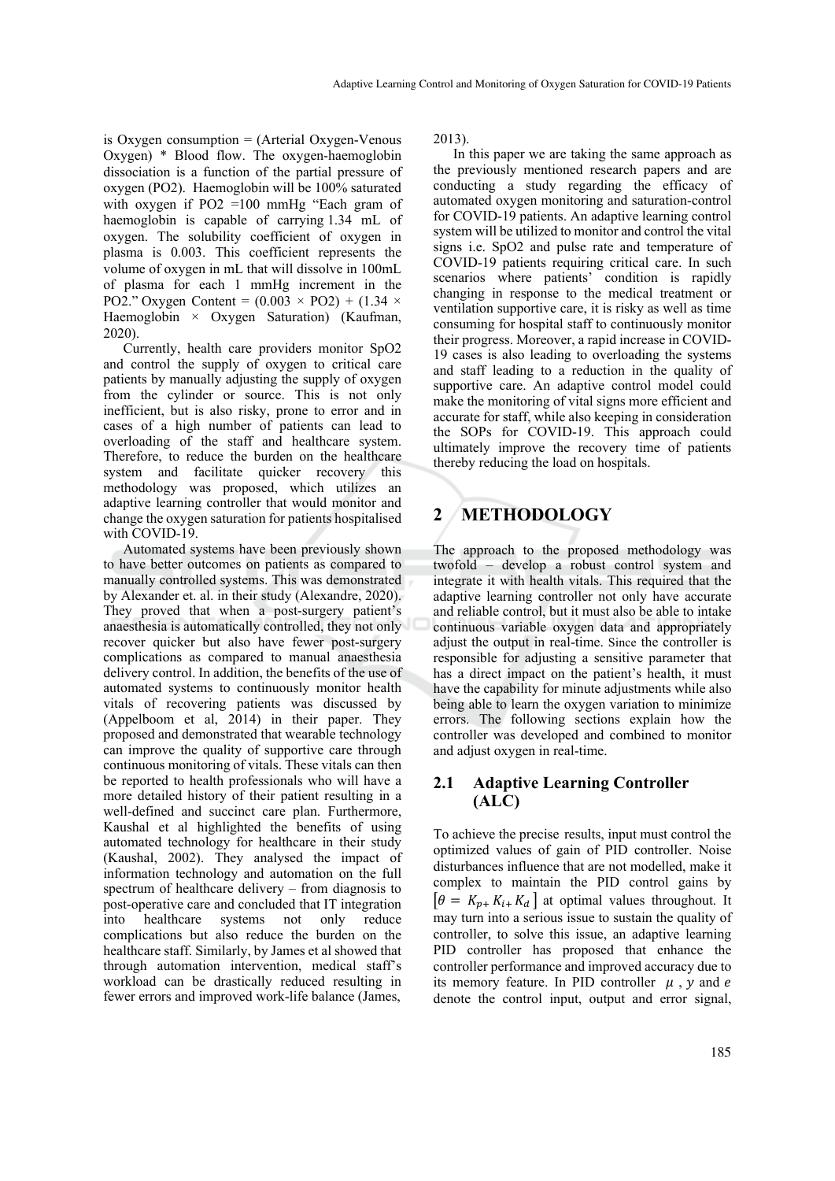is Oxygen consumption = (Arterial Oxygen-Venous Oxygen) * Blood flow. The oxygen-haemoglobin dissociation is a function of the partial pressure of oxygen (PO2). Haemoglobin will be 100% saturated with oxygen if PO2 =100 mmHg "Each gram of haemoglobin is capable of carrying 1.34 mL of oxygen. The solubility coefficient of oxygen in plasma is 0.003. This coefficient represents the volume of oxygen in mL that will dissolve in 100mL of plasma for each 1 mmHg increment in the PO2." Oxygen Content = (0.003 × PO2) + (1.34 × Haemoglobin × Oxygen Saturation) (Kaufman, 2020).

Currently, health care providers monitor SpO2 and control the supply of oxygen to critical care patients by manually adjusting the supply of oxygen from the cylinder or source. This is not only inefficient, but is also risky, prone to error and in cases of a high number of patients can lead to overloading of the staff and healthcare system. Therefore, to reduce the burden on the healthcare system and facilitate quicker recovery this methodology was proposed, which utilizes an adaptive learning controller that would monitor and change the oxygen saturation for patients hospitalised with COVID-19.

Automated systems have been previously shown to have better outcomes on patients as compared to manually controlled systems. This was demonstrated by Alexander et. al. in their study (Alexandre, 2020). They proved that when a post-surgery patient's anaesthesia is automatically controlled, they not only recover quicker but also have fewer post-surgery complications as compared to manual anaesthesia delivery control. In addition, the benefits of the use of automated systems to continuously monitor health vitals of recovering patients was discussed by (Appelboom et al, 2014) in their paper. They proposed and demonstrated that wearable technology can improve the quality of supportive care through continuous monitoring of vitals. These vitals can then be reported to health professionals who will have a more detailed history of their patient resulting in a well-defined and succinct care plan. Furthermore, Kaushal et al highlighted the benefits of using automated technology for healthcare in their study (Kaushal, 2002). They analysed the impact of information technology and automation on the full spectrum of healthcare delivery – from diagnosis to post-operative care and concluded that IT integration into healthcare systems not only reduce complications but also reduce the burden on the healthcare staff. Similarly, by James et al showed that through automation intervention, medical staff's workload can be drastically reduced resulting in fewer errors and improved work-life balance (James, 2013).

In this paper we are taking the same approach as the previously mentioned research papers and are conducting a study regarding the efficacy of automated oxygen monitoring and saturation-control for COVID-19 patients. An adaptive learning control system will be utilized to monitor and control the vital signs i.e. SpO2 and pulse rate and temperature of COVID-19 patients requiring critical care. In such scenarios where patients' condition is rapidly changing in response to the medical treatment or ventilation supportive care, it is risky as well as time consuming for hospital staff to continuously monitor their progress. Moreover, a rapid increase in COVID-19 cases is also leading to overloading the systems and staff leading to a reduction in the quality of supportive care. An adaptive control model could make the monitoring of vital signs more efficient and accurate for staff, while also keeping in consideration the SOPs for COVID-19. This approach could ultimately improve the recovery time of patients thereby reducing the load on hospitals.

## 2 METHODOLOGY

The approach to the proposed methodology was twofold – develop a robust control system and integrate it with health vitals. This required that the adaptive learning controller not only have accurate and reliable control, but it must also be able to intake continuous variable oxygen data and appropriately adjust the output in real-time. Since the controller is responsible for adjusting a sensitive parameter that has a direct impact on the patient's health, it must have the capability for minute adjustments while also being able to learn the oxygen variation to minimize errors. The following sections explain how the controller was developed and combined to monitor and adjust oxygen in real-time.

### 2.1 Adaptive Learning Controller (ALC)

To achieve the precise results, input must control the optimized values of gain of PID controller. Noise disturbances influence that are not modelled, make it complex to maintain the PID control gains by $\left[\theta = K_{p+} K_{i+} K_d\right]$ at optimal values throughout. It may turn into a serious issue to sustain the quality of controller, to solve this issue, an adaptive learning PID controller has proposed that enhance the controller performance and improved accuracy due to its memory feature. In PID controller $\mu$ , $y$ and $e$ denote the control input, output and error signal,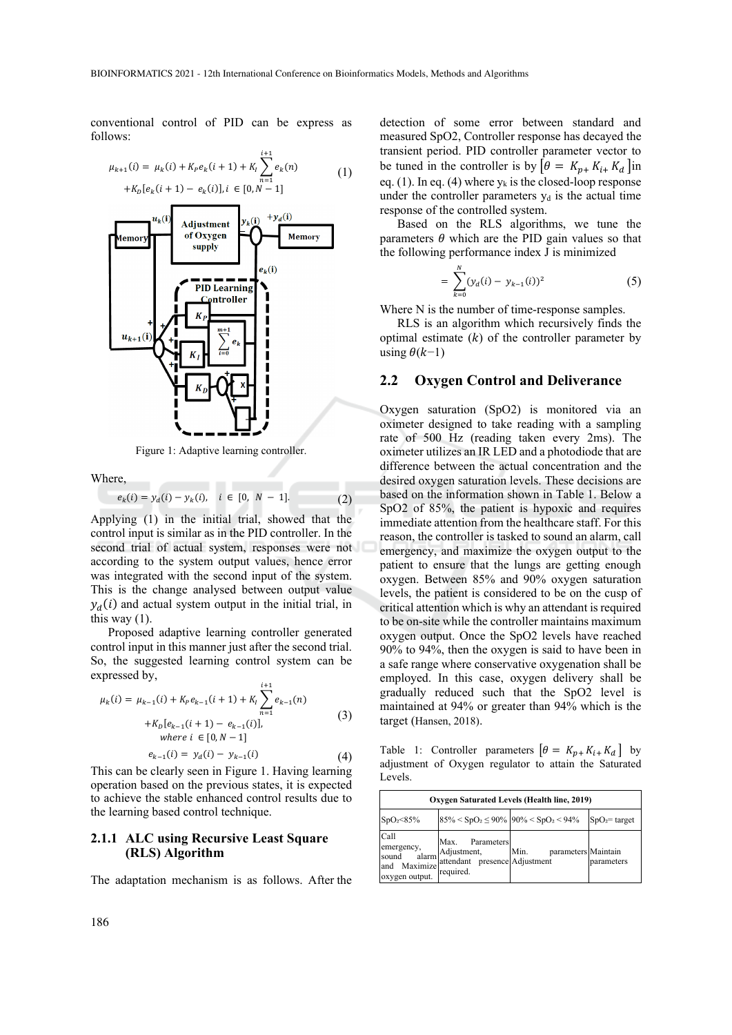conventional control of PID can be express as follows:

$$\mu_{k+1}(i) = \mu_k(i) + K_P e_k(i+1) + K_I \sum_{n=1}^{i+1} e_k(n) + K_D[e_k(i+1) - e_k(i)], i \in [0, N-1] \quad (1)$$

Figure 1: Adaptive learning controller.

Where,

$$e_k(i) = y_d(i) - y_k(i), \quad i \in [0, \ N - 1]. \quad (2)$$

Applying (1) in the initial trial, showed that the control input is similar as in the PID controller. In the second trial of actual system, responses were not according to the system output values, hence error was integrated with the second input of the system. This is the change analysed between output value $y_d(i)$ and actual system output in the initial trial, in this way (1).

Proposed adaptive learning controller generated control input in this manner just after the second trial. So, the suggested learning control system can be expressed by,

$$\mu_k(i) = \mu_{k-1}(i) + K_P e_{k-1}(i+1) + K_I \sum_{n=1}^{i+1} e_{k-1}(n) + K_D[e_{k-1}(i+1) - e_{k-1}(i)], \quad where \ i \in [0, N-1] \quad (3)$$

$$e_{k-1}(i) = y_d(i) - y_{k-1}(i) \quad (4)$$

This can be clearly seen in Figure 1. Having learning operation based on the previous states, it is expected to achieve the stable enhanced control results due to the learning based control technique.

### 2.1.1 ALC using Recursive Least Square (RLS) Algorithm

The adaptation mechanism is as follows. After the detection of some error between standard and measured SpO2, Controller response has decayed the transient period. PID controller parameter vector to be tuned in the controller is by $[\theta = K_{p+} K_{i+} K_d]$ in eq. (1). In eq. (4) where $y_k$ is the closed-loop response under the controller parameters $y_d$ is the actual time response of the controlled system.

Based on the RLS algorithms, we tune the parameters $\theta$ which are the PID gain values so that the following performance index J is minimized

$$= \sum_{k=0}^{N} (y_d(i) - y_{k-1}(i))^2 \quad (5)$$

Where N is the number of time-response samples.

RLS is an algorithm which recursively finds the optimal estimate $(k)$ of the controller parameter by using $\theta(k-1)$

## 2.2 Oxygen Control and Deliverance

Oxygen saturation (SpO2) is monitored via an oximeter designed to take reading with a sampling rate of 500 Hz (reading taken every 2ms). The oximeter utilizes an IR LED and a photodiode that are difference between the actual concentration and the desired oxygen saturation levels. These decisions are based on the information shown in Table 1. Below a SpO2 of 85%, the patient is hypoxic and requires immediate attention from the healthcare staff. For this reason, the controller is tasked to sound an alarm, call emergency, and maximize the oxygen output to the patient to ensure that the lungs are getting enough oxygen. Between 85% and 90% oxygen saturation levels, the patient is considered to be on the cusp of critical attention which is why an attendant is required to be on-site while the controller maintains maximum oxygen output. Once the SpO2 levels have reached 90% to 94%, then the oxygen is said to have been in a safe range where conservative oxygenation shall be employed. In this case, oxygen delivery shall be gradually reduced such that the SpO2 level is maintained at 94% or greater than 94% which is the target (Hansen, 2018).

Table 1: Controller parameters $[\theta = K_{p+} K_{i+} K_d]$ by adjustment of Oxygen regulator to attain the Saturated Levels.

| Oxygen Saturated Levels (Health line, 2019) | | | |
|---|---|---|---|
| $SpO_2$<85% | 85% < $SpO_2$ ≤ 90% | 90% < $SpO_2$ < 94% | $SpO_2$= target |
| Call emergency, sound alarm and Maximize oxygen output. | Max. Parameters Adjustment, attendant presence required. | Min. parameters Adjustment | Maintain parameters |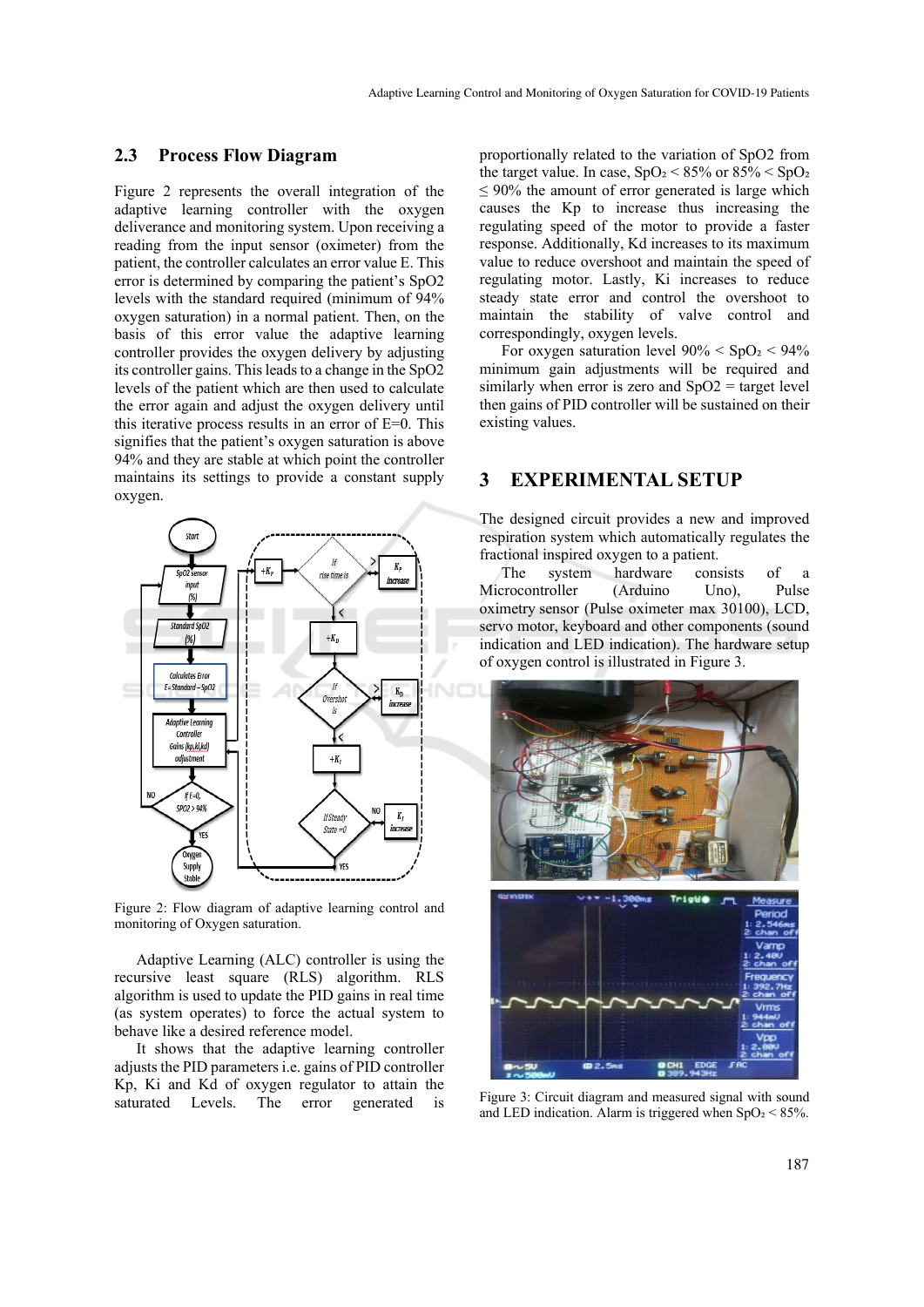### 2.3 Process Flow Diagram

Figure 2 represents the overall integration of the adaptive learning controller with the oxygen deliverance and monitoring system. Upon receiving a reading from the input sensor (oximeter) from the patient, the controller calculates an error value E. This error is determined by comparing the patient's SpO2 levels with the standard required (minimum of 94% oxygen saturation) in a normal patient. Then, on the basis of this error value the adaptive learning controller provides the oxygen delivery by adjusting its controller gains. This leads to a change in the SpO2 levels of the patient which are then used to calculate the error again and adjust the oxygen delivery until this iterative process results in an error of E=0. This signifies that the patient's oxygen saturation is above 94% and they are stable at which point the controller maintains its settings to provide a constant supply oxygen.

Figure 2: Flow diagram of adaptive learning control and monitoring of Oxygen saturation.

Adaptive Learning (ALC) controller is using the recursive least square (RLS) algorithm. RLS algorithm is used to update the PID gains in real time (as system operates) to force the actual system to behave like a desired reference model.

It shows that the adaptive learning controller adjusts the PID parameters i.e. gains of PID controller Kp, Ki and Kd of oxygen regulator to attain the saturated Levels. The error generated is proportionally related to the variation of SpO2 from the target value. In case, $SpO_2 < 85\%$ or $85\% < SpO_2 \leq 90\%$ the amount of error generated is large which causes the Kp to increase thus increasing the regulating speed of the motor to provide a faster response. Additionally, Kd increases to its maximum value to reduce overshoot and maintain the speed of regulating motor. Lastly, Ki increases to reduce steady state error and control the overshoot to maintain the stability of valve control and correspondingly, oxygen levels.

For oxygen saturation level $90\% < SpO_2 < 94\%$ minimum gain adjustments will be required and similarly when error is zero and SpO2 = target level then gains of PID controller will be sustained on their existing values.

## 3 EXPERIMENTAL SETUP

The designed circuit provides a new and improved respiration system which automatically regulates the fractional inspired oxygen to a patient.

The system hardware consists of a Microcontroller (Arduino Uno), Pulse oximetry sensor (Pulse oximeter max 30100), LCD, servo motor, keyboard and other components (sound indication and LED indication). The hardware setup of oxygen control is illustrated in Figure 3.

Figure 3: Circuit diagram and measured signal with sound and LED indication. Alarm is triggered when $SpO_2 < 85\%$.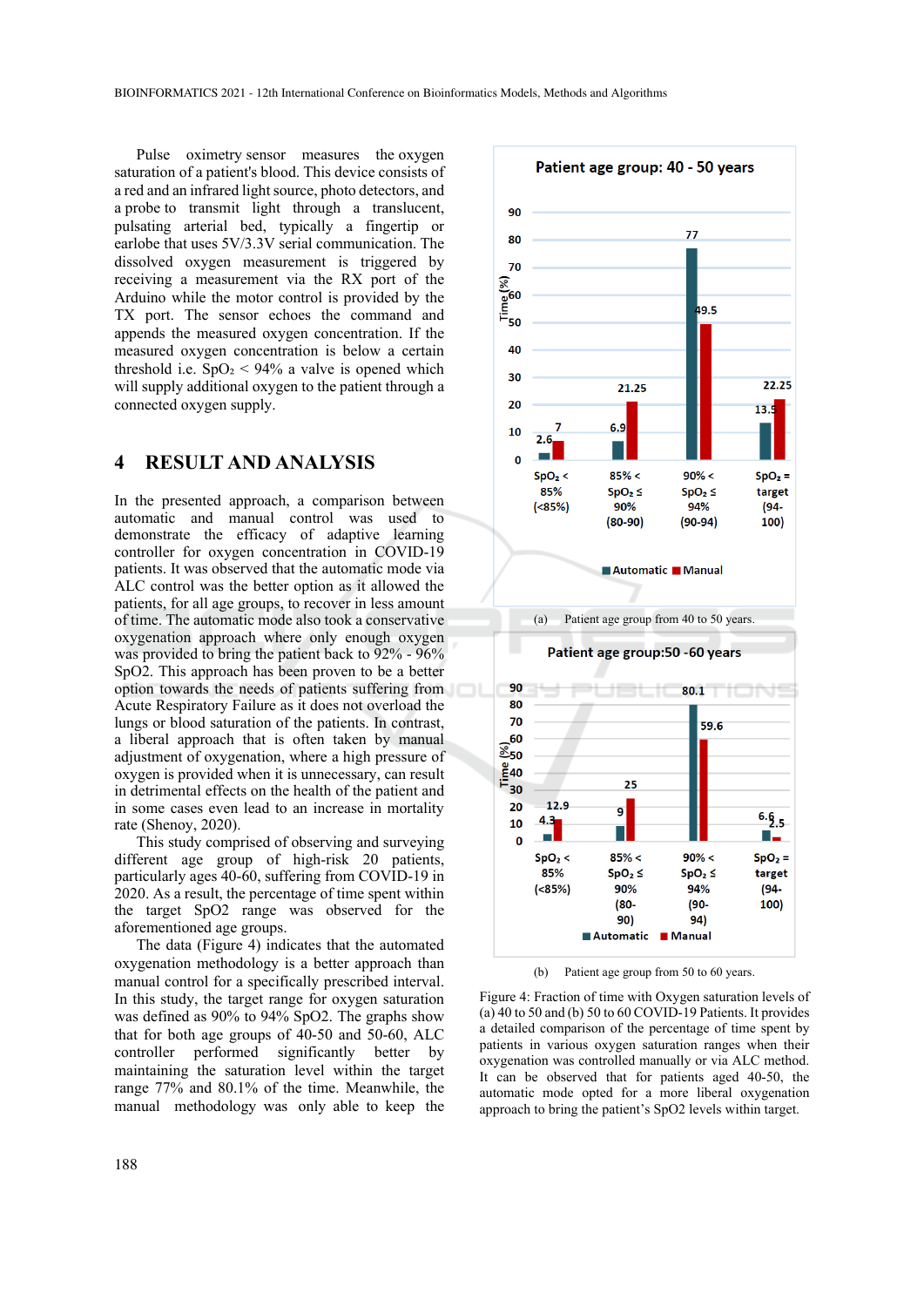Pulse oximetry sensor measures the oxygen saturation of a patient's blood. This device consists of a red and an infrared light source, photo detectors, and a probe to transmit light through a translucent, pulsating arterial bed, typically a fingertip or earlobe that uses 5V/3.3V serial communication. The dissolved oxygen measurement is triggered by receiving a measurement via the RX port of the Arduino while the command is provided by the TX port. The sensor echoes the command and appends the measured oxygen concentration. If the measured oxygen concentration is below a certain threshold i.e. $SpO_2 < 94\%$ a valve is opened which will supply additional oxygen to the patient through a connected oxygen supply.

## 4 RESULT AND ANALYSIS

In the presented approach, a comparison between automatic and manual control was used to demonstrate the efficacy of adaptive learning controller for oxygen concentration in COVID-19 patients. It was observed that the automatic mode via ALC control was the better option as it allowed the patients, for all age groups, to recover in less amount of time. The automatic mode also took a conservative oxygenation approach where only enough oxygen was provided to bring the patient back to 92% - 96% SpO2. This approach has been proven to be a better option towards the needs of patients suffering from Acute Respiratory Failure as it does not overload the lungs or blood saturation of the patients. In contrast, a liberal approach that is often taken by manual adjustment of oxygenation, where a high pressure of oxygen is provided when it is unnecessary, can result in detrimental effects on the health of the patient and in some cases even lead to an increase in mortality rate (Shenoy, 2020).

This study comprised of observing and surveying different age group of high-risk 20 patients, particularly ages 40-60, suffering from COVID-19 in 2020. As a result, the percentage of time spent within the target SpO2 range was observed for the aforementioned age groups.

The data (Figure 4) indicates that the automated oxygenation methodology is a better approach than manual control for a specifically prescribed interval. In this study, the target range for oxygen saturation was defined as 90% to 94% SpO2. The graphs show that for both age groups of 40-50 and 50-60, ALC controller performed significantly better by maintaining the saturation level within the target range 77% and 80.1% of the time. Meanwhile, the manual methodology was only able to keep the

**Patient age group: 40 - 50 years**

| Time (%) | $SpO_2 <$ 85% (<85%) | 85% < $SpO_2 \leq$ 90% (80-90) | 90% < $SpO_2 \leq$ 94% (90-94) | $SpO_2$ = target (94-100) |
|---|---|---|---|---|
| Automatic | 2.6 | 6.9 | 77 | 13.5 |
| Manual | 7 | 21.25 | 49.5 | 22.25 |

(a) Patient age group from 40 to 50 years.

**Patient age group:50 -60 years**

| Time (%) | $SpO_2 <$ 85% (<85%) | 85% < $SpO_2 \leq$ 90% (80-90) | 90% < $SpO_2 \leq$ 94% (90-94) | $SpO_2$ = target (94-100) |
|---|---|---|---|---|
| Automatic | 4.3 | 9 | 80.1 | 6.6 |
| Manual | 12.9 | 25 | 59.6 | 2.5 |

(b) Patient age group from 50 to 60 years.

Figure 4: Fraction of time with Oxygen saturation levels of (a) 40 to 50 and (b) 50 to 60 COVID-19 Patients. It provides a detailed comparison of the percentage of time spent by patients in various oxygen saturation ranges when their oxygenation was controlled manually or via ALC method. It can be observed that for patients aged 40-50, the automatic mode opted for a more liberal oxygenation approach to bring the patient's SpO2 levels within target.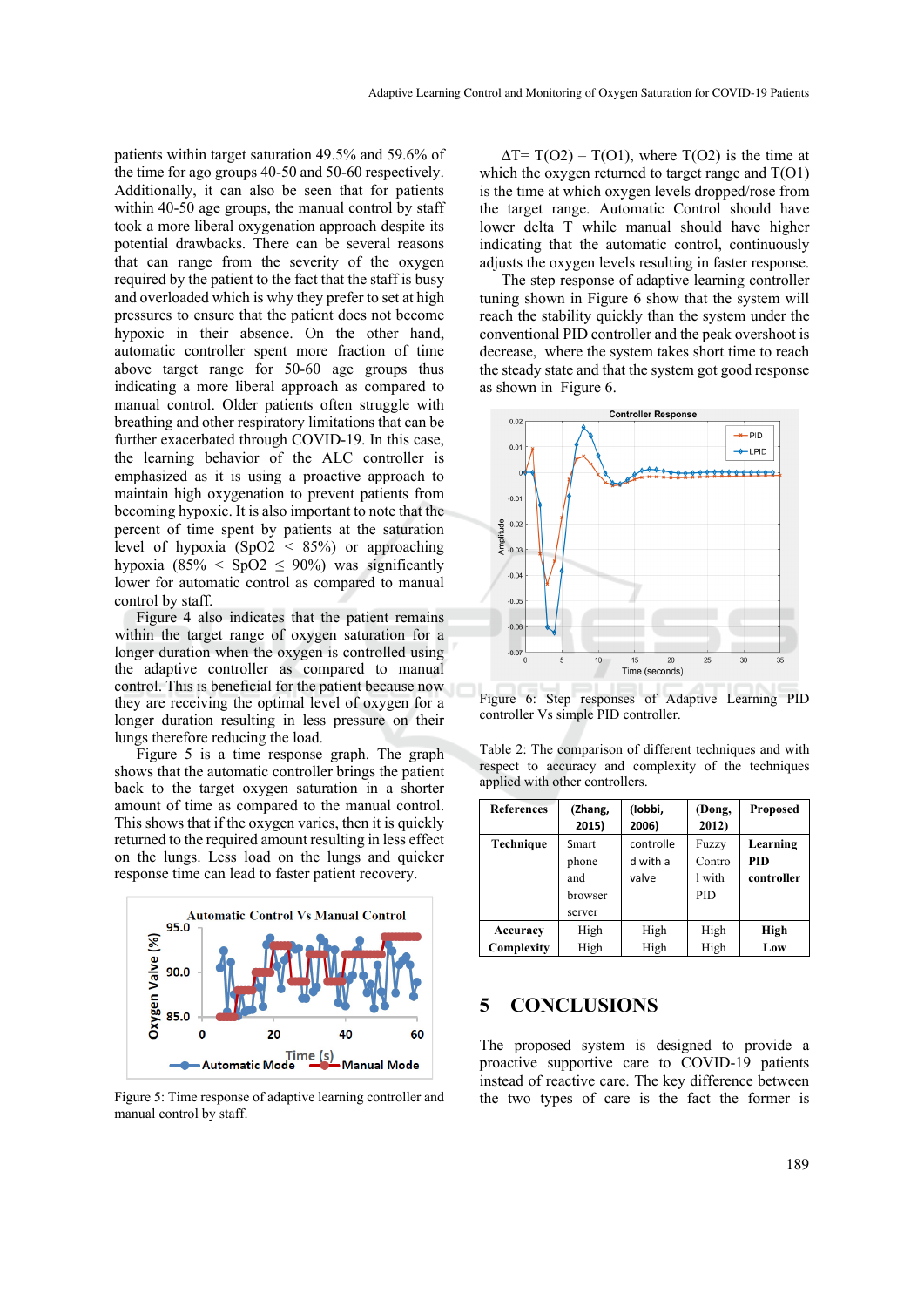patients within target saturation 49.5% and 59.6% of the time for ago groups 40-50 and 50-60 respectively. Additionally, it can also be seen that for patients within 40-50 age groups, the manual control by staff took a more liberal oxygenation approach despite its potential drawbacks. There can be several reasons that can range from the severity of the oxygen required by the patient to the fact that the staff is busy and overloaded which is why they prefer to set at high pressures to ensure that the patient does not become hypoxic in their absence. On the other hand, automatic controller spent more fraction of time above target range for 50-60 age groups thus indicating a more liberal approach as compared to manual control. Older patients often struggle with breathing and other respiratory limitations that can be further exacerbated through COVID-19. In this case, the learning behavior of the ALC controller is emphasized as it is using a proactive approach to maintain high oxygenation to prevent patients from becoming hypoxic. It is also important to note that the percent of time spent by patients at the saturation level of hypoxia ($SpO2 < 85\%$) or approaching hypoxia ($85\% < SpO2 \leq 90\%$) was significantly lower for automatic control as compared to manual control by staff.

Figure 4 also indicates that the patient remains within the target range of oxygen saturation for a longer duration when the oxygen is controlled using the adaptive controller as compared to manual control. This is beneficial for the patient because now they are receiving the optimal level of oxygen for a longer duration resulting in less pressure on their lungs therefore reducing the load.

Figure 5 is a time response graph. The graph shows that the automatic controller brings the patient back to the target oxygen saturation in a shorter amount of time as compared to the manual control. This shows that if the oxygen varies, then it is quickly returned to the required amount resulting in less effect on the lungs. Less load on the lungs and quicker response time can lead to faster patient recovery.

Figure 5: Time response of adaptive learning controller and manual control by staff.

$\Delta T = T(O2) - T(O1)$, where T(O2) is the time at which the oxygen returned to target range and T(O1) is the time at which oxygen levels dropped/rose from the target range. Automatic Control should have lower delta T while manual should have higher indicating that the automatic control, continuously adjusts the oxygen levels resulting in faster response.

The step response of adaptive learning controller tuning shown in Figure 6 show that the system will reach the stability quickly than the system under the conventional PID controller and the peak overshoot is decrease, where the system takes short time to reach the steady state and that the system got good response as shown in Figure 6.

Figure 6: Step responses of Adaptive Learning PID controller Vs simple PID controller.

Table 2: The comparison of different techniques and with respect to accuracy and complexity of the techniques applied with other controllers.

| References | (Zhang, 2015) | (Iobbi, 2006) | (Dong, 2012) | Proposed |
|---|---|---|---|---|
| **Technique** | Smart phone and browser server | controlled with a valve | Fuzzy Control with PID | **Learning PID controller** |
| **Accuracy** | High | High | High | **High** |
| **Complexity** | High | High | High | **Low** |

## 5 CONCLUSIONS

The proposed system is designed to provide a proactive supportive care to COVID-19 patients instead of reactive care. The key difference between the two types of care is the fact the former is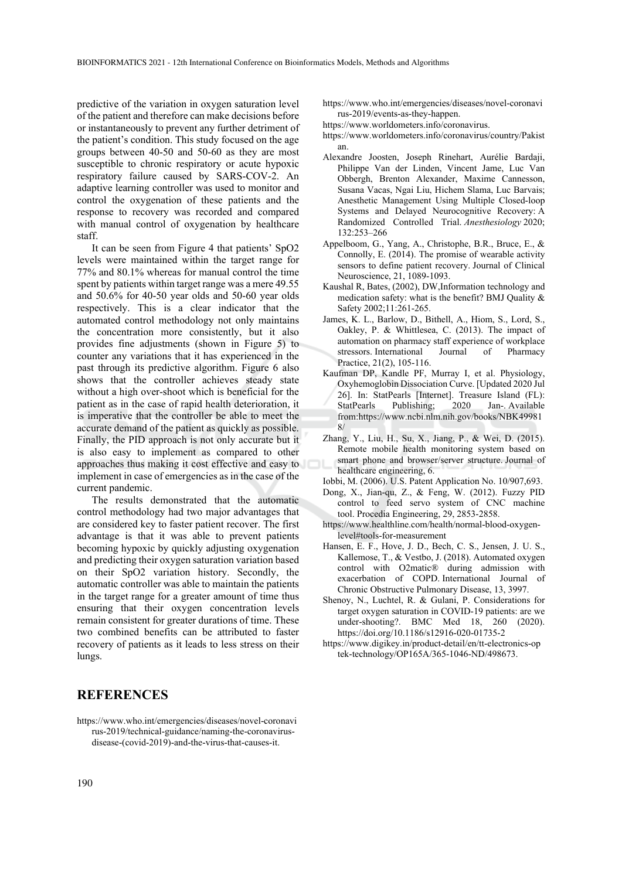predictive of the variation in oxygen saturation level of the patient and therefore can make decisions before or instantaneously to prevent any further detriment of the patient's condition. This study focused on the age groups between 40-50 and 50-60 as they are most susceptible to chronic respiratory or acute hypoxic respiratory failure caused by SARS-COV-2. An adaptive learning controller was used to monitor and control the oxygenation of these patients and the response to recovery was recorded and compared with manual control of oxygenation by healthcare staff.

It can be seen from Figure 4 that patients' SpO2 levels were maintained within the target range for 77% and 80.1% whereas for manual control the time spent by patients within target range was a mere 49.55 and 50.6% for 40-50 year olds and 50-60 year olds respectively. This is a clear indicator that the automated control methodology not only maintains the concentration more consistently, but it also provides fine adjustments (shown in Figure 5) to counter any variations that it has experienced in the past through its predictive algorithm. Figure 6 also shows that the controller achieves steady state without a high over-shoot which is beneficial for the patient as in the case of rapid health deterioration, it is imperative that the controller be able to meet the accurate demand of the patient as quickly as possible. Finally, the PID approach is not only accurate but it is also easy to implement as compared to other approaches thus making it cost effective and easy to implement in case of emergencies as in the case of the current pandemic.

The results demonstrated that the automatic control methodology had two major advantages that are considered key to faster patient recover. The first advantage is that it was able to prevent patients becoming hypoxic by quickly adjusting oxygenation and predicting their oxygen saturation variation based on their SpO2 variation history. Secondly, the automatic controller was able to maintain the patients in the target range for a greater amount of time thus ensuring that their oxygen concentration levels remain consistent for greater durations of time. These two combined benefits can be attributed to faster recovery of patients as it leads to less stress on their lungs.

## REFERENCES

https://www.who.int/emergencies/diseases/novel-coronavirus-2019/technical-guidance/naming-the-coronavirus-disease-(covid-2019)-and-the-virus-that-causes-it.

https://www.who.int/emergencies/diseases/novel-coronavirus-2019/events-as-they-happen.

https://www.worldometers.info/coronavirus.

https://www.worldometers.info/coronavirus/country/Pakistan.

Alexandre Joosten, Joseph Rinehart, Aurélie Bardaji, Philippe Van der Linden, Vincent Jame, Luc Van Obbergh, Brenton Alexander, Maxime Cannesson, Susana Vacas, Ngai Liu, Hichem Slama, Luc Barvais; Anesthetic Management Using Multiple Closed-loop Systems and Delayed Neurocognitive Recovery: A Randomized Controlled Trial. *Anesthesiology* 2020; 132:253–266

Appelboom, G., Yang, A., Christophe, B.R., Bruce, E., & Connolly, E. (2014). The promise of wearable activity sensors to define patient recovery. Journal of Clinical Neuroscience, 21, 1089-1093.

Kaushal R, Bates, (2002), DW,Information technology and medication safety: what is the benefit? BMJ Quality & Safety 2002;11:261-265.

James, K. L., Barlow, D., Bithell, A., Hiom, S., Lord, S., Oakley, P. & Whittlesea, C. (2013). The impact of automation on pharmacy staff experience of workplace stressors. International Journal of Pharmacy Practice, 21(2), 105-116.

Kaufman DP, Kandle PF, Murray I, et al. Physiology, Oxyhemoglobin Dissociation Curve. [Updated 2020 Jul 26]. In: StatPearls [Internet]. Treasure Island (FL): StatPearls Publishing; 2020 Jan-. Available from:https://www.ncbi.nlm.nih.gov/books/NBK499818/

Zhang, Y., Liu, H., Su, X., Jiang, P., & Wei, D. (2015). Remote mobile health monitoring system based on smart phone and browser/server structure. Journal of healthcare engineering, 6.

Iobbi, M. (2006). U.S. Patent Application No. 10/907,693.

Dong, X., Jian-qu, Z., & Feng, W. (2012). Fuzzy PID control to feed servo system of CNC machine tool. Procedia Engineering, 29, 2853-2858.

https://www.healthline.com/health/normal-blood-oxygen-level#tools-for-measurement

Hansen, E. F., Hove, J. D., Bech, C. S., Jensen, J. U. S., Kallemose, T., & Vestbo, J. (2018). Automated oxygen control with O2matic® during admission with exacerbation of COPD. International Journal of Chronic Obstructive Pulmonary Disease, 13, 3997.

Shenoy, N., Luchtel, R. & Gulani, P. Considerations for target oxygen saturation in COVID-19 patients: are we under-shooting?. BMC Med 18, 260 (2020). https://doi.org/10.1186/s12916-020-01735-2

https://www.digikey.in/product-detail/en/tt-electronics-optek-technology/OP165A/365-1046-ND/498673.